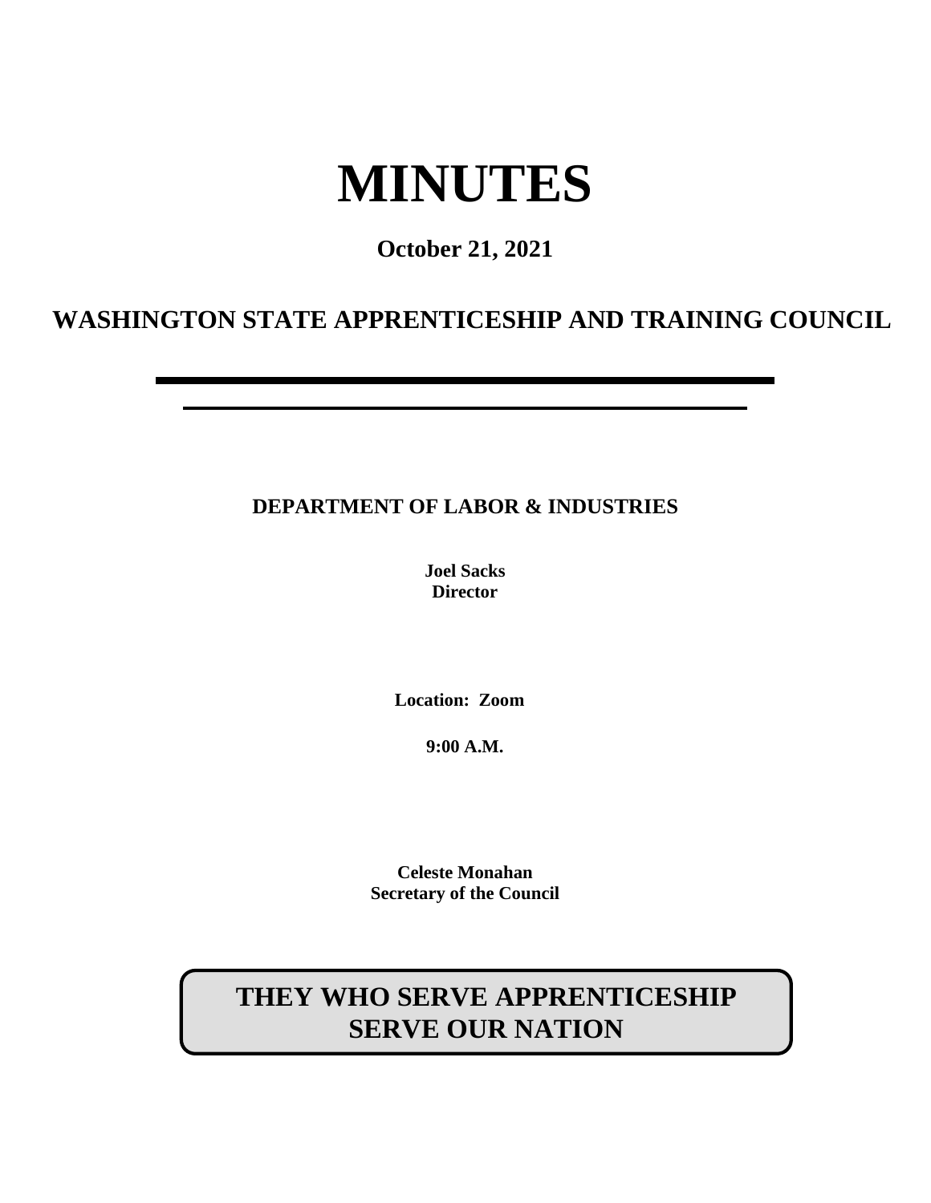# MINUTES

**October 21, 2021**

## WASHINGTON STATE APPRENTICESHIP AND TRAINING COUNCIL

---

---

**DEPARTMENT OF LABOR & INDUSTRIES**

**Joel Sacks**
**Director**

**Location: Zoom**

**9:00 A.M.**

**Celeste Monahan**
**Secretary of the Council**

**THEY WHO SERVE APPRENTICESHIP SERVE OUR NATION**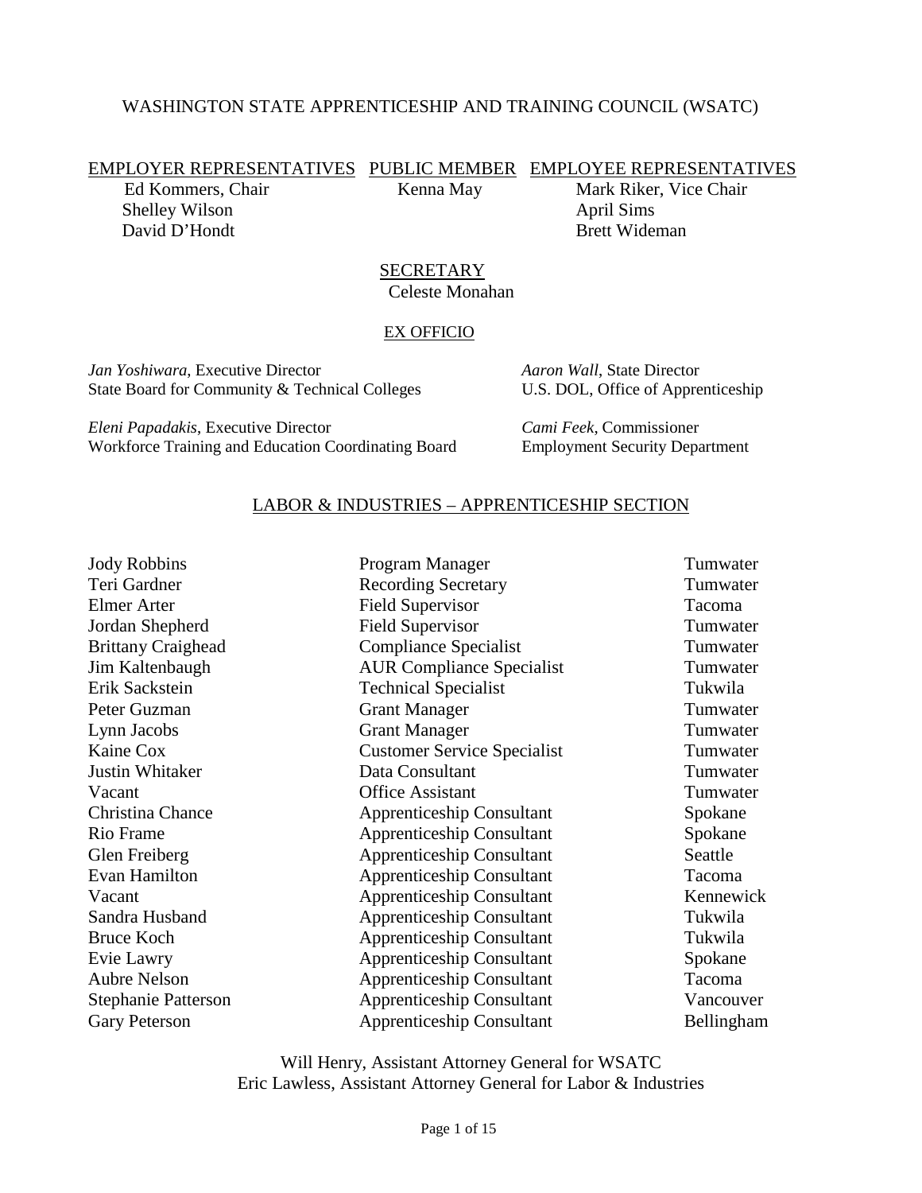# WASHINGTON STATE APPRENTICESHIP AND TRAINING COUNCIL (WSATC)

| EMPLOYER REPRESENTATIVES | PUBLIC MEMBER | EMPLOYEE REPRESENTATIVES |
| --- | --- | --- |
| Ed Kommers, Chair | Kenna May | Mark Riker, Vice Chair |
| Shelley Wilson | | April Sims |
| David D'Hondt | | Brett Wideman |

## SECRETARY

Celeste Monahan

## EX OFFICIO

*Jan Yoshiwara*, Executive Director
State Board for Community & Technical Colleges

*Aaron Wall*, State Director
U.S. DOL, Office of Apprenticeship

*Eleni Papadakis*, Executive Director
Workforce Training and Education Coordinating Board

*Cami Feek*, Commissioner
Employment Security Department

## LABOR & INDUSTRIES – APPRENTICESHIP SECTION

| Name | Title | Location |
| --- | --- | --- |
| Jody Robbins | Program Manager | Tumwater |
| Teri Gardner | Recording Secretary | Tumwater |
| Elmer Arter | Field Supervisor | Tacoma |
| Jordan Shepherd | Field Supervisor | Tumwater |
| Brittany Craighead | Compliance Specialist | Tumwater |
| Jim Kaltenbaugh | AUR Compliance Specialist | Tumwater |
| Erik Sackstein | Technical Specialist | Tukwila |
| Peter Guzman | Grant Manager | Tumwater |
| Lynn Jacobs | Grant Manager | Tumwater |
| Kaine Cox | Customer Service Specialist | Tumwater |
| Justin Whitaker | Data Consultant | Tumwater |
| Vacant | Office Assistant | Tumwater |
| Christina Chance | Apprenticeship Consultant | Spokane |
| Rio Frame | Apprenticeship Consultant | Spokane |
| Glen Freiberg | Apprenticeship Consultant | Seattle |
| Evan Hamilton | Apprenticeship Consultant | Tacoma |
| Vacant | Apprenticeship Consultant | Kennewick |
| Sandra Husband | Apprenticeship Consultant | Tukwila |
| Bruce Koch | Apprenticeship Consultant | Tukwila |
| Evie Lawry | Apprenticeship Consultant | Spokane |
| Aubre Nelson | Apprenticeship Consultant | Tacoma |
| Stephanie Patterson | Apprenticeship Consultant | Vancouver |
| Gary Peterson | Apprenticeship Consultant | Bellingham |

Will Henry, Assistant Attorney General for WSATC
Eric Lawless, Assistant Attorney General for Labor & Industries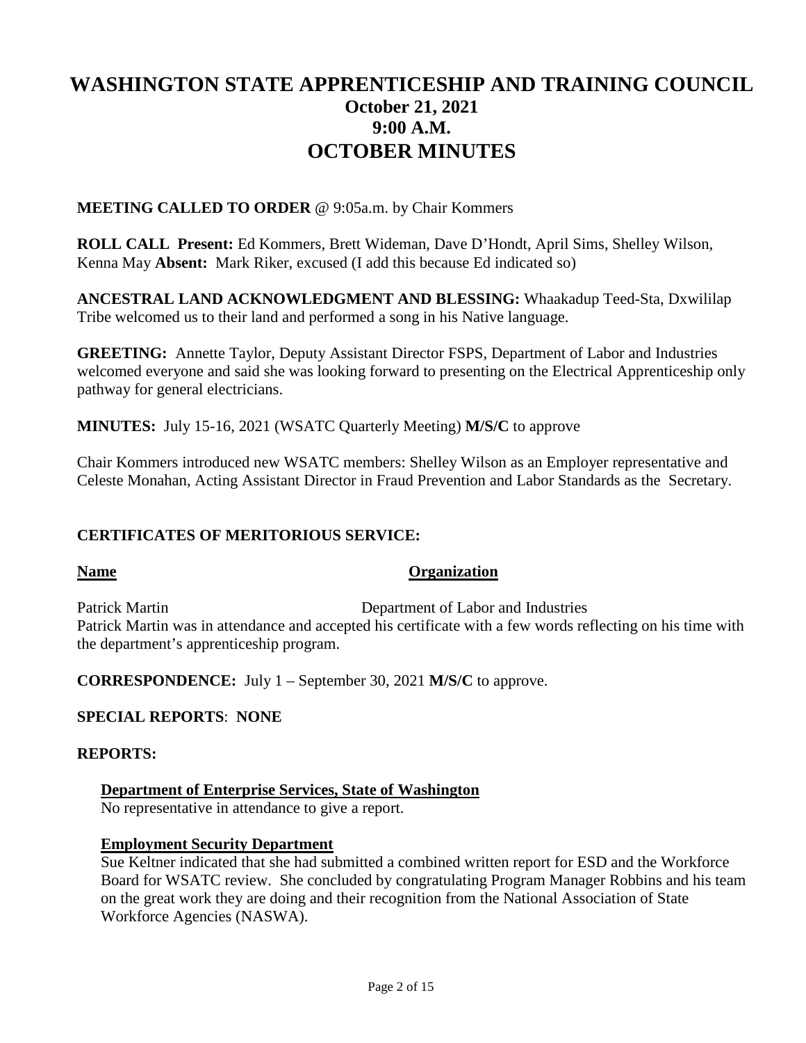# WASHINGTON STATE APPRENTICESHIP AND TRAINING COUNCIL
## October 21, 2021
## 9:00 A.M.
# OCTOBER MINUTES

**MEETING CALLED TO ORDER** @ 9:05a.m. by Chair Kommers

**ROLL CALL Present:** Ed Kommers, Brett Wideman, Dave D'Hondt, April Sims, Shelley Wilson, Kenna May **Absent:** Mark Riker, excused (I add this because Ed indicated so)

**ANCESTRAL LAND ACKNOWLEDGMENT AND BLESSING:** Whaakadup Teed-Sta, Dxwililap Tribe welcomed us to their land and performed a song in his Native language.

**GREETING:** Annette Taylor, Deputy Assistant Director FSPS, Department of Labor and Industries welcomed everyone and said she was looking forward to presenting on the Electrical Apprenticeship only pathway for general electricians.

**MINUTES:** July 15-16, 2021 (WSATC Quarterly Meeting) **M/S/C** to approve

Chair Kommers introduced new WSATC members: Shelley Wilson as an Employer representative and Celeste Monahan, Acting Assistant Director in Fraud Prevention and Labor Standards as the Secretary.

**CERTIFICATES OF MERITORIOUS SERVICE:**

| Name | Organization |
|---|---|
| Patrick Martin | Department of Labor and Industries |

Patrick Martin was in attendance and accepted his certificate with a few words reflecting on his time with the department's apprenticeship program.

**CORRESPONDENCE:** July 1 – September 30, 2021 **M/S/C** to approve.

**SPECIAL REPORTS**: **NONE**

**REPORTS:**

**Department of Enterprise Services, State of Washington**
No representative in attendance to give a report.

**Employment Security Department**
Sue Keltner indicated that she had submitted a combined written report for ESD and the Workforce Board for WSATC review. She concluded by congratulating Program Manager Robbins and his team on the great work they are doing and their recognition from the National Association of State Workforce Agencies (NASWA).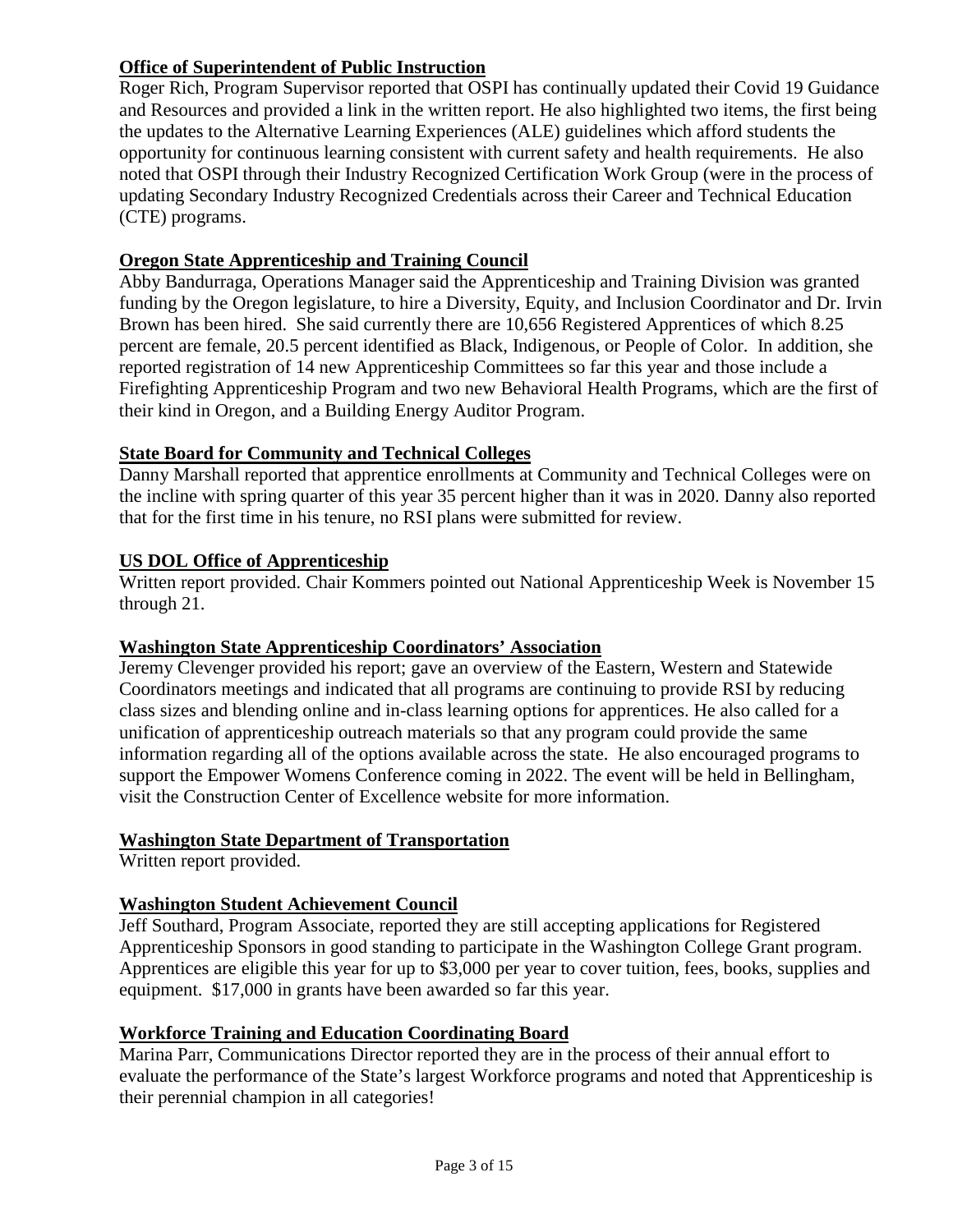**Office of Superintendent of Public Instruction**

Roger Rich, Program Supervisor reported that OSPI has continually updated their Covid 19 Guidance and Resources and provided a link in the written report. He also highlighted two items, the first being the updates to the Alternative Learning Experiences (ALE) guidelines which afford students the opportunity for continuous learning consistent with current safety and health requirements. He also noted that OSPI through their Industry Recognized Certification Work Group (were in the process of updating Secondary Industry Recognized Credentials across their Career and Technical Education (CTE) programs.

**Oregon State Apprenticeship and Training Council**

Abby Bandurraga, Operations Manager said the Apprenticeship and Training Division was granted funding by the Oregon legislature, to hire a Diversity, Equity, and Inclusion Coordinator and Dr. Irvin Brown has been hired. She said currently there are 10,656 Registered Apprentices of which 8.25 percent are female, 20.5 percent identified as Black, Indigenous, or People of Color. In addition, she reported registration of 14 new Apprenticeship Committees so far this year and those include a Firefighting Apprenticeship Program and two new Behavioral Health Programs, which are the first of their kind in Oregon, and a Building Energy Auditor Program.

**State Board for Community and Technical Colleges**

Danny Marshall reported that apprentice enrollments at Community and Technical Colleges were on the incline with spring quarter of this year 35 percent higher than it was in 2020. Danny also reported that for the first time in his tenure, no RSI plans were submitted for review.

**US DOL Office of Apprenticeship**

Written report provided. Chair Kommers pointed out National Apprenticeship Week is November 15 through 21.

**Washington State Apprenticeship Coordinators' Association**

Jeremy Clevenger provided his report; gave an overview of the Eastern, Western and Statewide Coordinators meetings and indicated that all programs are continuing to provide RSI by reducing class sizes and blending online and in-class learning options for apprentices. He also called for a unification of apprenticeship outreach materials so that any program could provide the same information regarding all of the options available across the state. He also encouraged programs to support the Empower Womens Conference coming in 2022. The event will be held in Bellingham, visit the Construction Center of Excellence website for more information.

**Washington State Department of Transportation**

Written report provided.

**Washington Student Achievement Council**

Jeff Southard, Program Associate, reported they are still accepting applications for Registered Apprenticeship Sponsors in good standing to participate in the Washington College Grant program. Apprentices are eligible this year for up to $3,000 per year to cover tuition, fees, books, supplies and equipment. $17,000 in grants have been awarded so far this year.

**Workforce Training and Education Coordinating Board**

Marina Parr, Communications Director reported they are in the process of their annual effort to evaluate the performance of the State's largest Workforce programs and noted that Apprenticeship is their perennial champion in all categories!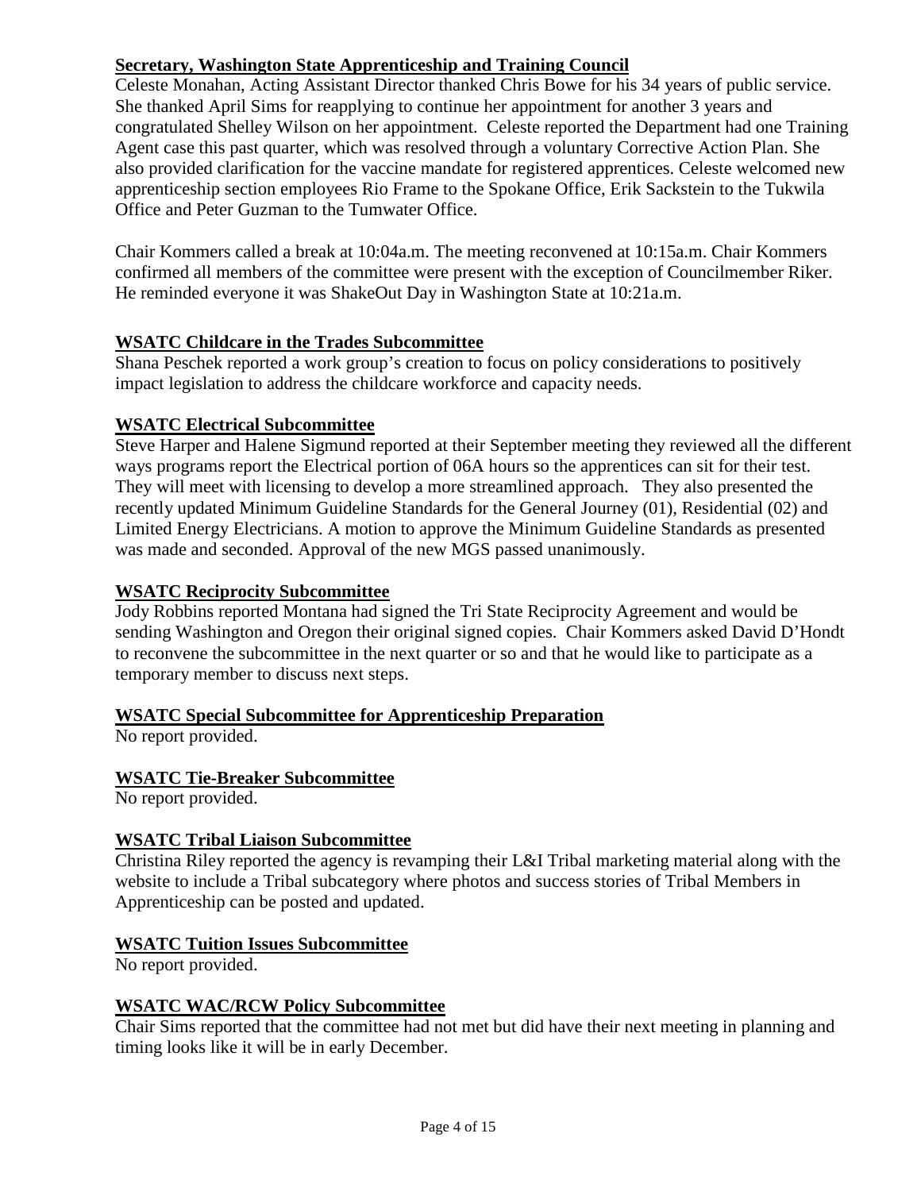## Secretary, Washington State Apprenticeship and Training Council

Celeste Monahan, Acting Assistant Director thanked Chris Bowe for his 34 years of public service. She thanked April Sims for reapplying to continue her appointment for another 3 years and congratulated Shelley Wilson on her appointment. Celeste reported the Department had one Training Agent case this past quarter, which was resolved through a voluntary Corrective Action Plan. She also provided clarification for the vaccine mandate for registered apprentices. Celeste welcomed new apprenticeship section employees Rio Frame to the Spokane Office, Erik Sackstein to the Tukwila Office and Peter Guzman to the Tumwater Office.

Chair Kommers called a break at 10:04a.m. The meeting reconvened at 10:15a.m. Chair Kommers confirmed all members of the committee were present with the exception of Councilmember Riker. He reminded everyone it was ShakeOut Day in Washington State at 10:21a.m.

## WSATC Childcare in the Trades Subcommittee

Shana Peschek reported a work group's creation to focus on policy considerations to positively impact legislation to address the childcare workforce and capacity needs.

## WSATC Electrical Subcommittee

Steve Harper and Halene Sigmund reported at their September meeting they reviewed all the different ways programs report the Electrical portion of 06A hours so the apprentices can sit for their test. They will meet with licensing to develop a more streamlined approach. They also presented the recently updated Minimum Guideline Standards for the General Journey (01), Residential (02) and Limited Energy Electricians. A motion to approve the Minimum Guideline Standards as presented was made and seconded. Approval of the new MGS passed unanimously.

## WSATC Reciprocity Subcommittee

Jody Robbins reported Montana had signed the Tri State Reciprocity Agreement and would be sending Washington and Oregon their original signed copies. Chair Kommers asked David D'Hondt to reconvene the subcommittee in the next quarter or so and that he would like to participate as a temporary member to discuss next steps.

## WSATC Special Subcommittee for Apprenticeship Preparation

No report provided.

## WSATC Tie-Breaker Subcommittee

No report provided.

## WSATC Tribal Liaison Subcommittee

Christina Riley reported the agency is revamping their L&I Tribal marketing material along with the website to include a Tribal subcategory where photos and success stories of Tribal Members in Apprenticeship can be posted and updated.

## WSATC Tuition Issues Subcommittee

No report provided.

## WSATC WAC/RCW Policy Subcommittee

Chair Sims reported that the committee had not met but did have their next meeting in planning and timing looks like it will be in early December.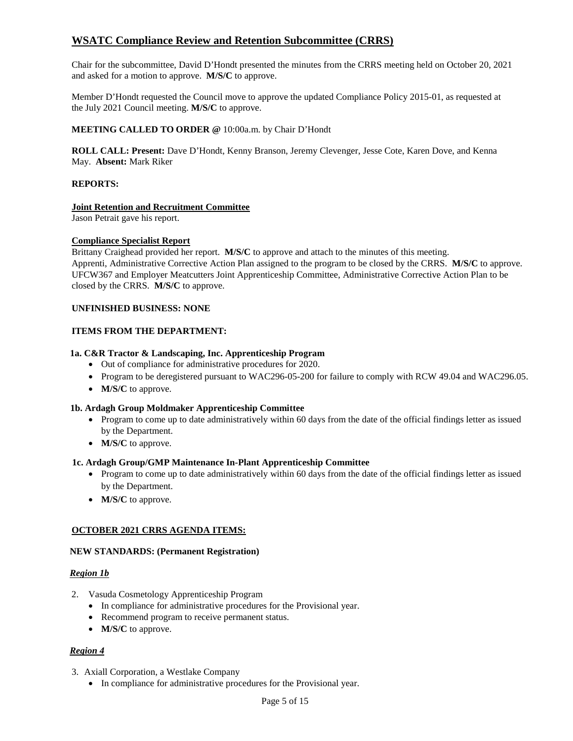## WSATC Compliance Review and Retention Subcommittee (CRRS)

Chair for the subcommittee, David D'Hondt presented the minutes from the CRRS meeting held on October 20, 2021 and asked for a motion to approve. **M/S/C** to approve.

Member D'Hondt requested the Council move to approve the updated Compliance Policy 2015-01, as requested at the July 2021 Council meeting. **M/S/C** to approve.

**MEETING CALLED TO ORDER @** 10:00a.m. by Chair D'Hondt

**ROLL CALL: Present:** Dave D'Hondt, Kenny Branson, Jeremy Clevenger, Jesse Cote, Karen Dove, and Kenna May. **Absent:** Mark Riker

**REPORTS:**

**Joint Retention and Recruitment Committee**
Jason Petrait gave his report.

**Compliance Specialist Report**
Brittany Craighead provided her report. **M/S/C** to approve and attach to the minutes of this meeting.
Apprenti, Administrative Corrective Action Plan assigned to the program to be closed by the CRRS. **M/S/C** to approve.
UFCW367 and Employer Meatcutters Joint Apprenticeship Committee, Administrative Corrective Action Plan to be closed by the CRRS. **M/S/C** to approve.

**UNFINISHED BUSINESS: NONE**

**ITEMS FROM THE DEPARTMENT:**

**1a. C&R Tractor & Landscaping, Inc. Apprenticeship Program**

- Out of compliance for administrative procedures for 2020.
- Program to be deregistered pursuant to WAC296-05-200 for failure to comply with RCW 49.04 and WAC296.05.
- **M/S/C** to approve.

**1b. Ardagh Group Moldmaker Apprenticeship Committee**

- Program to come up to date administratively within 60 days from the date of the official findings letter as issued by the Department.
- **M/S/C** to approve.

**1c. Ardagh Group/GMP Maintenance In-Plant Apprenticeship Committee**

- Program to come up to date administratively within 60 days from the date of the official findings letter as issued by the Department.
- **M/S/C** to approve.

**OCTOBER 2021 CRRS AGENDA ITEMS:**

**NEW STANDARDS: (Permanent Registration)**

***Region 1b***

2. Vasuda Cosmetology Apprenticeship Program
   - In compliance for administrative procedures for the Provisional year.
   - Recommend program to receive permanent status.
   - **M/S/C** to approve.

***Region 4***

3. Axiall Corporation, a Westlake Company
   - In compliance for administrative procedures for the Provisional year.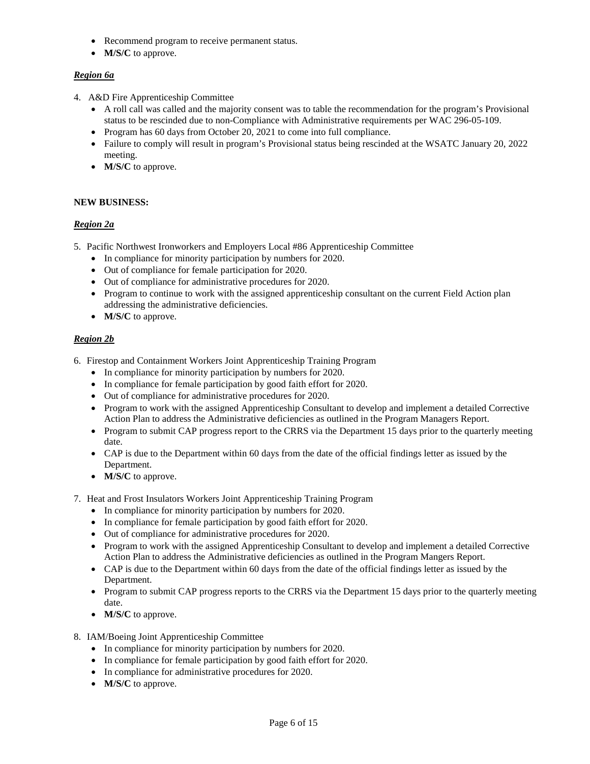- Recommend program to receive permanent status.
- **M/S/C** to approve.

***Region 6a***

4. A&D Fire Apprenticeship Committee
   - A roll call was called and the majority consent was to table the recommendation for the program's Provisional status to be rescinded due to non-Compliance with Administrative requirements per WAC 296-05-109.
   - Program has 60 days from October 20, 2021 to come into full compliance.
   - Failure to comply will result in program's Provisional status being rescinded at the WSATC January 20, 2022 meeting.
   - **M/S/C** to approve.

**NEW BUSINESS:**

***Region 2a***

5. Pacific Northwest Ironworkers and Employers Local #86 Apprenticeship Committee
   - In compliance for minority participation by numbers for 2020.
   - Out of compliance for female participation for 2020.
   - Out of compliance for administrative procedures for 2020.
   - Program to continue to work with the assigned apprenticeship consultant on the current Field Action plan addressing the administrative deficiencies.
   - **M/S/C** to approve.

***Region 2b***

6. Firestop and Containment Workers Joint Apprenticeship Training Program
   - In compliance for minority participation by numbers for 2020.
   - In compliance for female participation by good faith effort for 2020.
   - Out of compliance for administrative procedures for 2020.
   - Program to work with the assigned Apprenticeship Consultant to develop and implement a detailed Corrective Action Plan to address the Administrative deficiencies as outlined in the Program Managers Report.
   - Program to submit CAP progress report to the CRRS via the Department 15 days prior to the quarterly meeting date.
   - CAP is due to the Department within 60 days from the date of the official findings letter as issued by the Department.
   - **M/S/C** to approve.

7. Heat and Frost Insulators Workers Joint Apprenticeship Training Program
   - In compliance for minority participation by numbers for 2020.
   - In compliance for female participation by good faith effort for 2020.
   - Out of compliance for administrative procedures for 2020.
   - Program to work with the assigned Apprenticeship Consultant to develop and implement a detailed Corrective Action Plan to address the Administrative deficiencies as outlined in the Program Mangers Report.
   - CAP is due to the Department within 60 days from the date of the official findings letter as issued by the Department.
   - Program to submit CAP progress reports to the CRRS via the Department 15 days prior to the quarterly meeting date.
   - **M/S/C** to approve.

8. IAM/Boeing Joint Apprenticeship Committee
   - In compliance for minority participation by numbers for 2020.
   - In compliance for female participation by good faith effort for 2020.
   - In compliance for administrative procedures for 2020.
   - **M/S/C** to approve.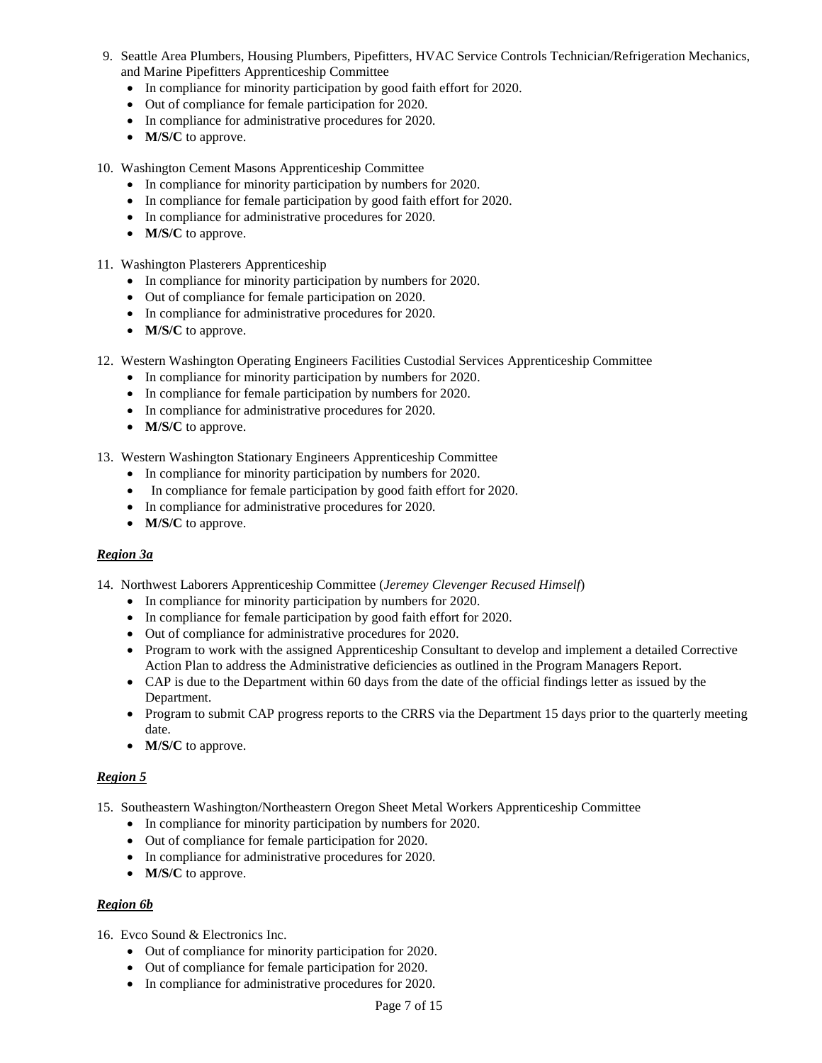9. Seattle Area Plumbers, Housing Plumbers, Pipefitters, HVAC Service Controls Technician/Refrigeration Mechanics, and Marine Pipefitters Apprenticeship Committee
   - In compliance for minority participation by good faith effort for 2020.
   - Out of compliance for female participation for 2020.
   - In compliance for administrative procedures for 2020.
   - **M/S/C** to approve.

10. Washington Cement Masons Apprenticeship Committee
    - In compliance for minority participation by numbers for 2020.
    - In compliance for female participation by good faith effort for 2020.
    - In compliance for administrative procedures for 2020.
    - **M/S/C** to approve.

11. Washington Plasterers Apprenticeship
    - In compliance for minority participation by numbers for 2020.
    - Out of compliance for female participation on 2020.
    - In compliance for administrative procedures for 2020.
    - **M/S/C** to approve.

12. Western Washington Operating Engineers Facilities Custodial Services Apprenticeship Committee
    - In compliance for minority participation by numbers for 2020.
    - In compliance for female participation by numbers for 2020.
    - In compliance for administrative procedures for 2020.
    - **M/S/C** to approve.

13. Western Washington Stationary Engineers Apprenticeship Committee
    - In compliance for minority participation by numbers for 2020.
    - In compliance for female participation by good faith effort for 2020.
    - In compliance for administrative procedures for 2020.
    - **M/S/C** to approve.

***Region 3a***

14. Northwest Laborers Apprenticeship Committee (*Jeremey Clevenger Recused Himself*)
    - In compliance for minority participation by numbers for 2020.
    - In compliance for female participation by good faith effort for 2020.
    - Out of compliance for administrative procedures for 2020.
    - Program to work with the assigned Apprenticeship Consultant to develop and implement a detailed Corrective Action Plan to address the Administrative deficiencies as outlined in the Program Managers Report.
    - CAP is due to the Department within 60 days from the date of the official findings letter as issued by the Department.
    - Program to submit CAP progress reports to the CRRS via the Department 15 days prior to the quarterly meeting date.
    - **M/S/C** to approve.

***Region 5***

15. Southeastern Washington/Northeastern Oregon Sheet Metal Workers Apprenticeship Committee
    - In compliance for minority participation by numbers for 2020.
    - Out of compliance for female participation for 2020.
    - In compliance for administrative procedures for 2020.
    - **M/S/C** to approve.

***Region 6b***

16. Evco Sound & Electronics Inc.
    - Out of compliance for minority participation for 2020.
    - Out of compliance for female participation for 2020.
    - In compliance for administrative procedures for 2020.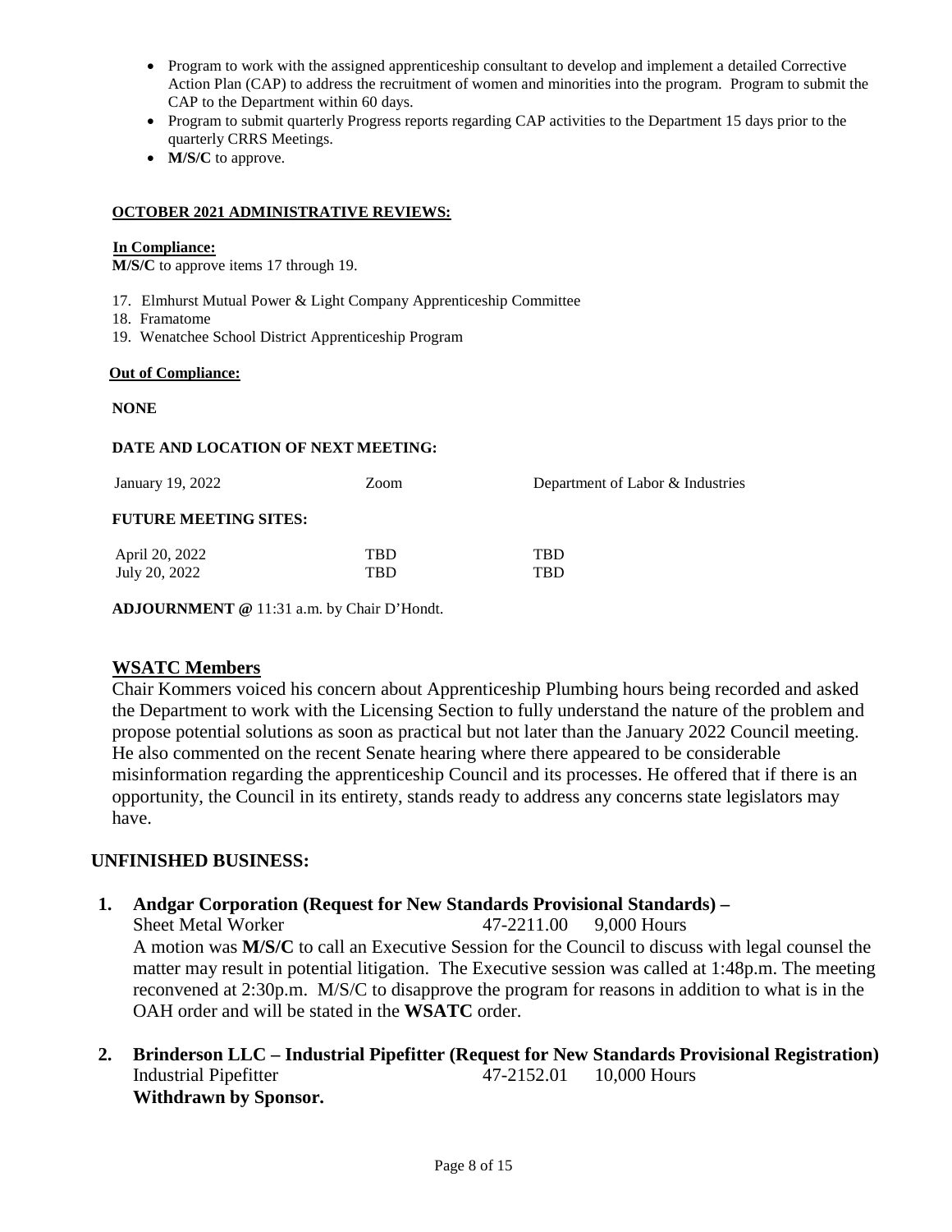- Program to work with the assigned apprenticeship consultant to develop and implement a detailed Corrective Action Plan (CAP) to address the recruitment of women and minorities into the program. Program to submit the CAP to the Department within 60 days.
- Program to submit quarterly Progress reports regarding CAP activities to the Department 15 days prior to the quarterly CRRS Meetings.
- **M/S/C** to approve.

**OCTOBER 2021 ADMINISTRATIVE REVIEWS:**

**In Compliance:**

**M/S/C** to approve items 17 through 19.

17. Elmhurst Mutual Power & Light Company Apprenticeship Committee
18. Framatome
19. Wenatchee School District Apprenticeship Program

**Out of Compliance:**

**NONE**

**DATE AND LOCATION OF NEXT MEETING:**

| January 19, 2022 | Zoom | Department of Labor & Industries |
|---|---|---|

**FUTURE MEETING SITES:**

| April 20, 2022 | TBD | TBD |
|---|---|---|
| July 20, 2022 | TBD | TBD |

**ADJOURNMENT @** 11:31 a.m. by Chair D'Hondt.

## WSATC Members

Chair Kommers voiced his concern about Apprenticeship Plumbing hours being recorded and asked the Department to work with the Licensing Section to fully understand the nature of the problem and propose potential solutions as soon as practical but not later than the January 2022 Council meeting. He also commented on the recent Senate hearing where there appeared to be considerable misinformation regarding the apprenticeship Council and its processes. He offered that if there is an opportunity, the Council in its entirety, stands ready to address any concerns state legislators may have.

## UNFINISHED BUSINESS:

1. **Andgar Corporation (Request for New Standards Provisional Standards) –**
   Sheet Metal Worker 47-2211.00 9,000 Hours
   A motion was **M/S/C** to call an Executive Session for the Council to discuss with legal counsel the matter may result in potential litigation. The Executive session was called at 1:48p.m. The meeting reconvened at 2:30p.m. M/S/C to disapprove the program for reasons in addition to what is in the OAH order and will be stated in the **WSATC** order.

2. **Brinderson LLC – Industrial Pipefitter (Request for New Standards Provisional Registration)**
   Industrial Pipefitter 47-2152.01 10,000 Hours
   **Withdrawn by Sponsor.**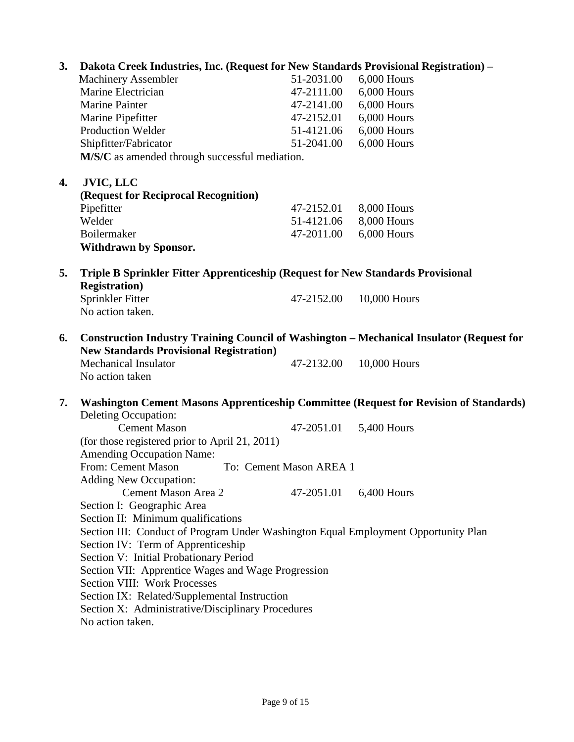3. **Dakota Creek Industries, Inc. (Request for New Standards Provisional Registration) –**

| | | |
|---|---|---|
| Machinery Assembler | 51-2031.00 | 6,000 Hours |
| Marine Electrician | 47-2111.00 | 6,000 Hours |
| Marine Painter | 47-2141.00 | 6,000 Hours |
| Marine Pipefitter | 47-2152.01 | 6,000 Hours |
| Production Welder | 51-4121.06 | 6,000 Hours |
| Shipfitter/Fabricator | 51-2041.00 | 6,000 Hours |

**M/S/C** as amended through successful mediation.

4. **JVIC, LLC**
**(Request for Reciprocal Recognition)**

| | | |
|---|---|---|
| Pipefitter | 47-2152.01 | 8,000 Hours |
| Welder | 51-4121.06 | 8,000 Hours |
| Boilermaker | 47-2011.00 | 6,000 Hours |

**Withdrawn by Sponsor.**

5. **Triple B Sprinkler Fitter Apprenticeship (Request for New Standards Provisional Registration)**

| | | |
|---|---|---|
| Sprinkler Fitter | 47-2152.00 | 10,000 Hours |

No action taken.

6. **Construction Industry Training Council of Washington – Mechanical Insulator (Request for New Standards Provisional Registration)**

| | | |
|---|---|---|
| Mechanical Insulator | 47-2132.00 | 10,000 Hours |

No action taken

7. **Washington Cement Masons Apprenticeship Committee (Request for Revision of Standards)**

Deleting Occupation:

| | | |
|---|---|---|
| Cement Mason | 47-2051.01 | 5,400 Hours |

(for those registered prior to April 21, 2011)

Amending Occupation Name:

From: Cement Mason To: Cement Mason AREA 1

Adding New Occupation:

| | | |
|---|---|---|
| Cement Mason Area 2 | 47-2051.01 | 6,400 Hours |

Section I: Geographic Area
Section II: Minimum qualifications
Section III: Conduct of Program Under Washington Equal Employment Opportunity Plan
Section IV: Term of Apprenticeship
Section V: Initial Probationary Period
Section VII: Apprentice Wages and Wage Progression
Section VIII: Work Processes
Section IX: Related/Supplemental Instruction
Section X: Administrative/Disciplinary Procedures

No action taken.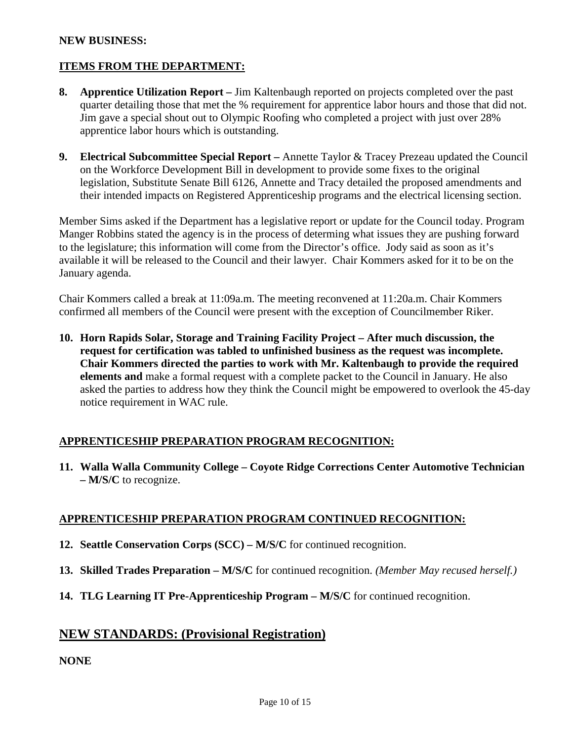**NEW BUSINESS:**

## ITEMS FROM THE DEPARTMENT:

**8. Apprentice Utilization Report –** Jim Kaltenbaugh reported on projects completed over the past quarter detailing those that met the % requirement for apprentice labor hours and those that did not. Jim gave a special shout out to Olympic Roofing who completed a project with just over 28% apprentice labor hours which is outstanding.

**9. Electrical Subcommittee Special Report –** Annette Taylor & Tracey Prezeau updated the Council on the Workforce Development Bill in development to provide some fixes to the original legislation, Substitute Senate Bill 6126, Annette and Tracy detailed the proposed amendments and their intended impacts on Registered Apprenticeship programs and the electrical licensing section.

Member Sims asked if the Department has a legislative report or update for the Council today. Program Manger Robbins stated the agency is in the process of determing what issues they are pushing forward to the legislature; this information will come from the Director's office. Jody said as soon as it's available it will be released to the Council and their lawyer. Chair Kommers asked for it to be on the January agenda.

Chair Kommers called a break at 11:09a.m. The meeting reconvened at 11:20a.m. Chair Kommers confirmed all members of the Council were present with the exception of Councilmember Riker.

**10. Horn Rapids Solar, Storage and Training Facility Project – After much discussion, the request for certification was tabled to unfinished business as the request was incomplete. Chair Kommers directed the parties to work with Mr. Kaltenbaugh to provide the required elements and** make a formal request with a complete packet to the Council in January. He also asked the parties to address how they think the Council might be empowered to overlook the 45-day notice requirement in WAC rule.

## APPRENTICESHIP PREPARATION PROGRAM RECOGNITION:

**11. Walla Walla Community College – Coyote Ridge Corrections Center Automotive Technician – M/S/C** to recognize.

## APPRENTICESHIP PREPARATION PROGRAM CONTINUED RECOGNITION:

**12. Seattle Conservation Corps (SCC) – M/S/C** for continued recognition.

**13. Skilled Trades Preparation – M/S/C** for continued recognition. *(Member May recused herself.)*

**14. TLG Learning IT Pre-Apprenticeship Program – M/S/C** for continued recognition.

## NEW STANDARDS: (Provisional Registration)

**NONE**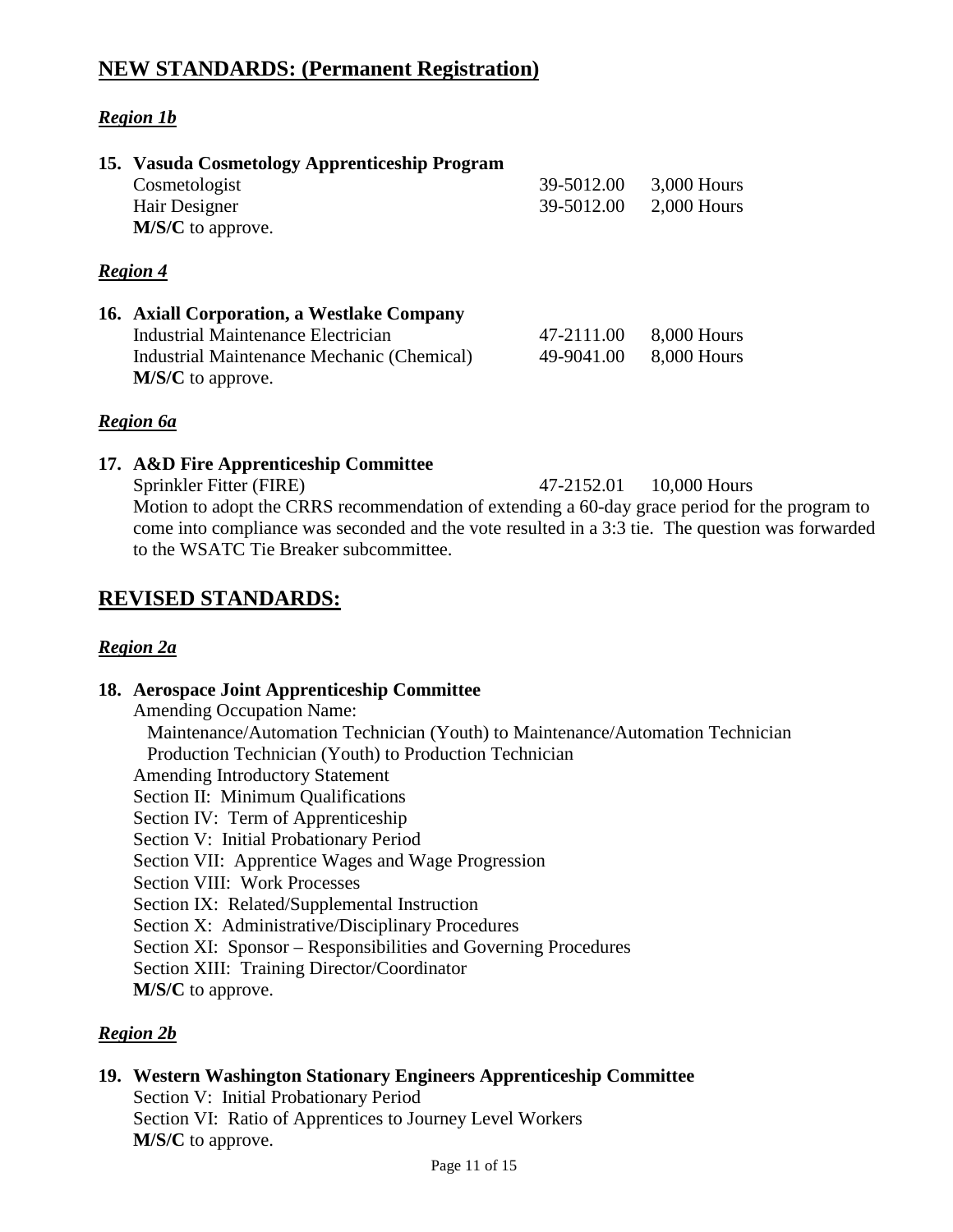## NEW STANDARDS: (Permanent Registration)

### *Region 1b*

**15. Vasuda Cosmetology Apprenticeship Program**

| | | |
|---|---|---|
| Cosmetologist | 39-5012.00 | 3,000 Hours |
| Hair Designer | 39-5012.00 | 2,000 Hours |

**M/S/C** to approve.

### *Region 4*

**16. Axiall Corporation, a Westlake Company**

| | | |
|---|---|---|
| Industrial Maintenance Electrician | 47-2111.00 | 8,000 Hours |
| Industrial Maintenance Mechanic (Chemical) | 49-9041.00 | 8,000 Hours |

**M/S/C** to approve.

### *Region 6a*

**17. A&D Fire Apprenticeship Committee**

| | | |
|---|---|---|
| Sprinkler Fitter (FIRE) | 47-2152.01 | 10,000 Hours |

Motion to adopt the CRRS recommendation of extending a 60-day grace period for the program to come into compliance was seconded and the vote resulted in a 3:3 tie. The question was forwarded to the WSATC Tie Breaker subcommittee.

## REVISED STANDARDS:

### *Region 2a*

**18. Aerospace Joint Apprenticeship Committee**

Amending Occupation Name:
- Maintenance/Automation Technician (Youth) to Maintenance/Automation Technician
- Production Technician (Youth) to Production Technician

Amending Introductory Statement
Section II: Minimum Qualifications
Section IV: Term of Apprenticeship
Section V: Initial Probationary Period
Section VII: Apprentice Wages and Wage Progression
Section VIII: Work Processes
Section IX: Related/Supplemental Instruction
Section X: Administrative/Disciplinary Procedures
Section XI: Sponsor – Responsibilities and Governing Procedures
Section XIII: Training Director/Coordinator
**M/S/C** to approve.

### *Region 2b*

**19. Western Washington Stationary Engineers Apprenticeship Committee**

Section V: Initial Probationary Period
Section VI: Ratio of Apprentices to Journey Level Workers
**M/S/C** to approve.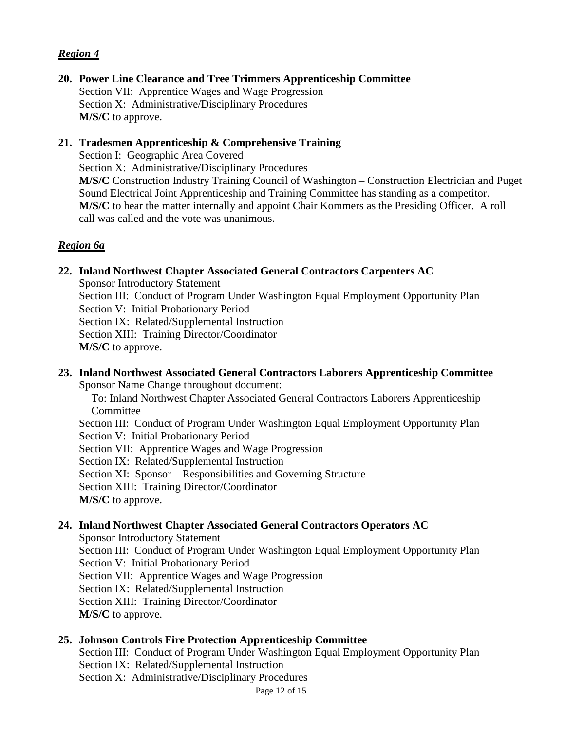## *Region 4*

**20. Power Line Clearance and Tree Trimmers Apprenticeship Committee**
Section VII: Apprentice Wages and Wage Progression
Section X: Administrative/Disciplinary Procedures
**M/S/C** to approve.

**21. Tradesmen Apprenticeship & Comprehensive Training**
Section I: Geographic Area Covered
Section X: Administrative/Disciplinary Procedures
**M/S/C** Construction Industry Training Council of Washington – Construction Electrician and Puget Sound Electrical Joint Apprenticeship and Training Committee has standing as a competitor.
**M/S/C** to hear the matter internally and appoint Chair Kommers as the Presiding Officer. A roll call was called and the vote was unanimous.

## *Region 6a*

**22. Inland Northwest Chapter Associated General Contractors Carpenters AC**
Sponsor Introductory Statement
Section III: Conduct of Program Under Washington Equal Employment Opportunity Plan
Section V: Initial Probationary Period
Section IX: Related/Supplemental Instruction
Section XIII: Training Director/Coordinator
**M/S/C** to approve.

**23. Inland Northwest Associated General Contractors Laborers Apprenticeship Committee**
Sponsor Name Change throughout document:
To: Inland Northwest Chapter Associated General Contractors Laborers Apprenticeship Committee
Section III: Conduct of Program Under Washington Equal Employment Opportunity Plan
Section V: Initial Probationary Period
Section VII: Apprentice Wages and Wage Progression
Section IX: Related/Supplemental Instruction
Section XI: Sponsor – Responsibilities and Governing Structure
Section XIII: Training Director/Coordinator
**M/S/C** to approve.

**24. Inland Northwest Chapter Associated General Contractors Operators AC**
Sponsor Introductory Statement
Section III: Conduct of Program Under Washington Equal Employment Opportunity Plan
Section V: Initial Probationary Period
Section VII: Apprentice Wages and Wage Progression
Section IX: Related/Supplemental Instruction
Section XIII: Training Director/Coordinator
**M/S/C** to approve.

**25. Johnson Controls Fire Protection Apprenticeship Committee**
Section III: Conduct of Program Under Washington Equal Employment Opportunity Plan
Section IX: Related/Supplemental Instruction
Section X: Administrative/Disciplinary Procedures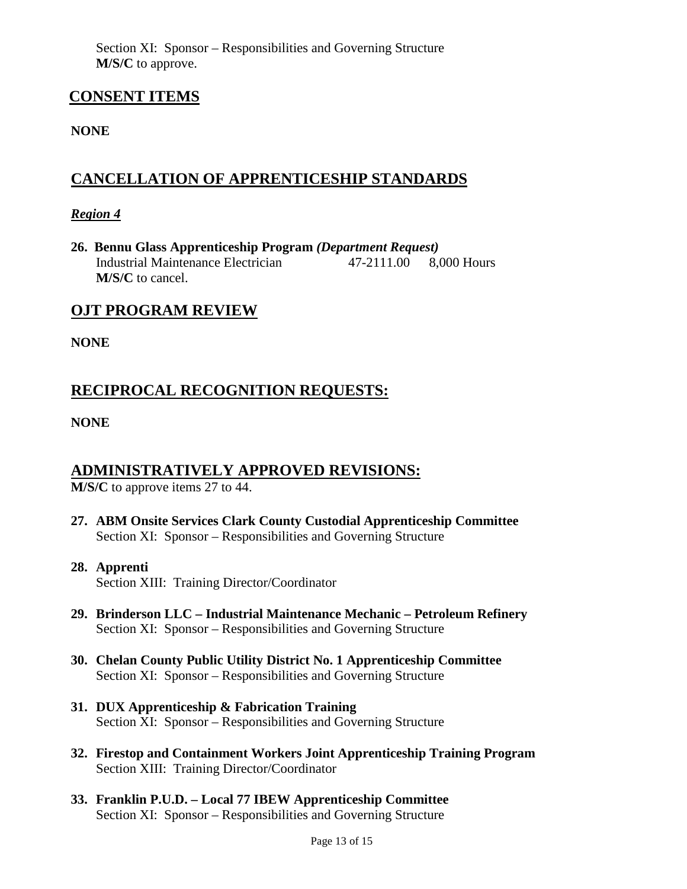Section XI: Sponsor – Responsibilities and Governing Structure
**M/S/C** to approve.

## CONSENT ITEMS

**NONE**

## CANCELLATION OF APPRENTICESHIP STANDARDS

### *Region 4*

**26. Bennu Glass Apprenticeship Program *(Department Request)***
Industrial Maintenance Electrician 47-2111.00 8,000 Hours
**M/S/C** to cancel.

## OJT PROGRAM REVIEW

**NONE**

## RECIPROCAL RECOGNITION REQUESTS:

**NONE**

## ADMINISTRATIVELY APPROVED REVISIONS:

**M/S/C** to approve items 27 to 44.

**27. ABM Onsite Services Clark County Custodial Apprenticeship Committee**
Section XI: Sponsor – Responsibilities and Governing Structure

**28. Apprenti**
Section XIII: Training Director/Coordinator

**29. Brinderson LLC – Industrial Maintenance Mechanic – Petroleum Refinery**
Section XI: Sponsor – Responsibilities and Governing Structure

**30. Chelan County Public Utility District No. 1 Apprenticeship Committee**
Section XI: Sponsor – Responsibilities and Governing Structure

**31. DUX Apprenticeship & Fabrication Training**
Section XI: Sponsor – Responsibilities and Governing Structure

**32. Firestop and Containment Workers Joint Apprenticeship Training Program**
Section XIII: Training Director/Coordinator

**33. Franklin P.U.D. – Local 77 IBEW Apprenticeship Committee**
Section XI: Sponsor – Responsibilities and Governing Structure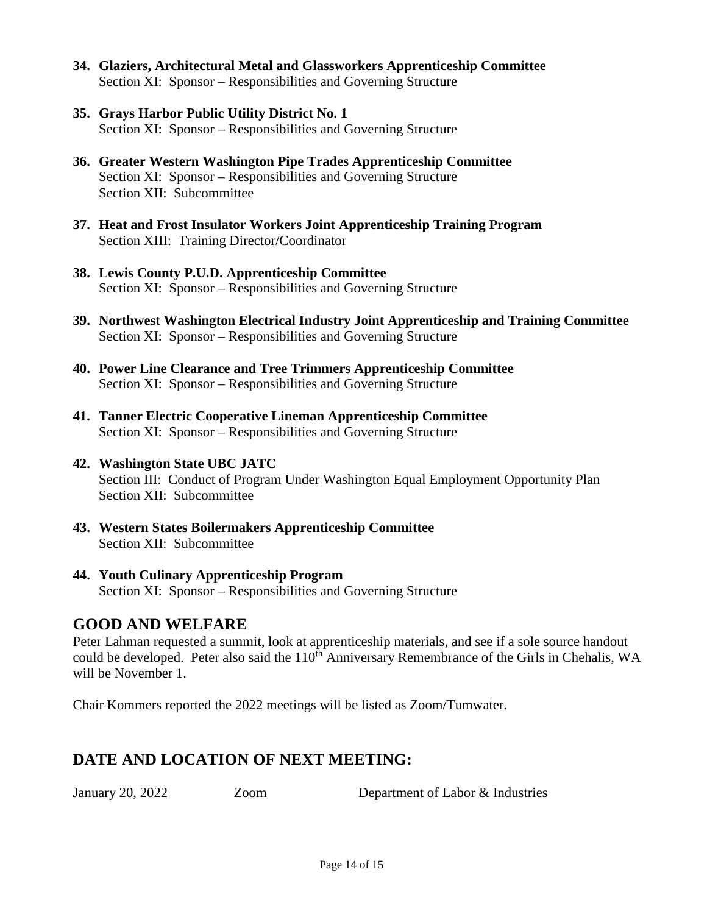**34. Glaziers, Architectural Metal and Glassworkers Apprenticeship Committee**
Section XI: Sponsor – Responsibilities and Governing Structure

**35. Grays Harbor Public Utility District No. 1**
Section XI: Sponsor – Responsibilities and Governing Structure

**36. Greater Western Washington Pipe Trades Apprenticeship Committee**
Section XI: Sponsor – Responsibilities and Governing Structure
Section XII: Subcommittee

**37. Heat and Frost Insulator Workers Joint Apprenticeship Training Program**
Section XIII: Training Director/Coordinator

**38. Lewis County P.U.D. Apprenticeship Committee**
Section XI: Sponsor – Responsibilities and Governing Structure

**39. Northwest Washington Electrical Industry Joint Apprenticeship and Training Committee**
Section XI: Sponsor – Responsibilities and Governing Structure

**40. Power Line Clearance and Tree Trimmers Apprenticeship Committee**
Section XI: Sponsor – Responsibilities and Governing Structure

**41. Tanner Electric Cooperative Lineman Apprenticeship Committee**
Section XI: Sponsor – Responsibilities and Governing Structure

**42. Washington State UBC JATC**
Section III: Conduct of Program Under Washington Equal Employment Opportunity Plan
Section XII: Subcommittee

**43. Western States Boilermakers Apprenticeship Committee**
Section XII: Subcommittee

**44. Youth Culinary Apprenticeship Program**
Section XI: Sponsor – Responsibilities and Governing Structure

## GOOD AND WELFARE

Peter Lahman requested a summit, look at apprenticeship materials, and see if a sole source handout could be developed. Peter also said the 110th Anniversary Remembrance of the Girls in Chehalis, WA will be November 1.

Chair Kommers reported the 2022 meetings will be listed as Zoom/Tumwater.

## DATE AND LOCATION OF NEXT MEETING:

January 20, 2022 Zoom Department of Labor & Industries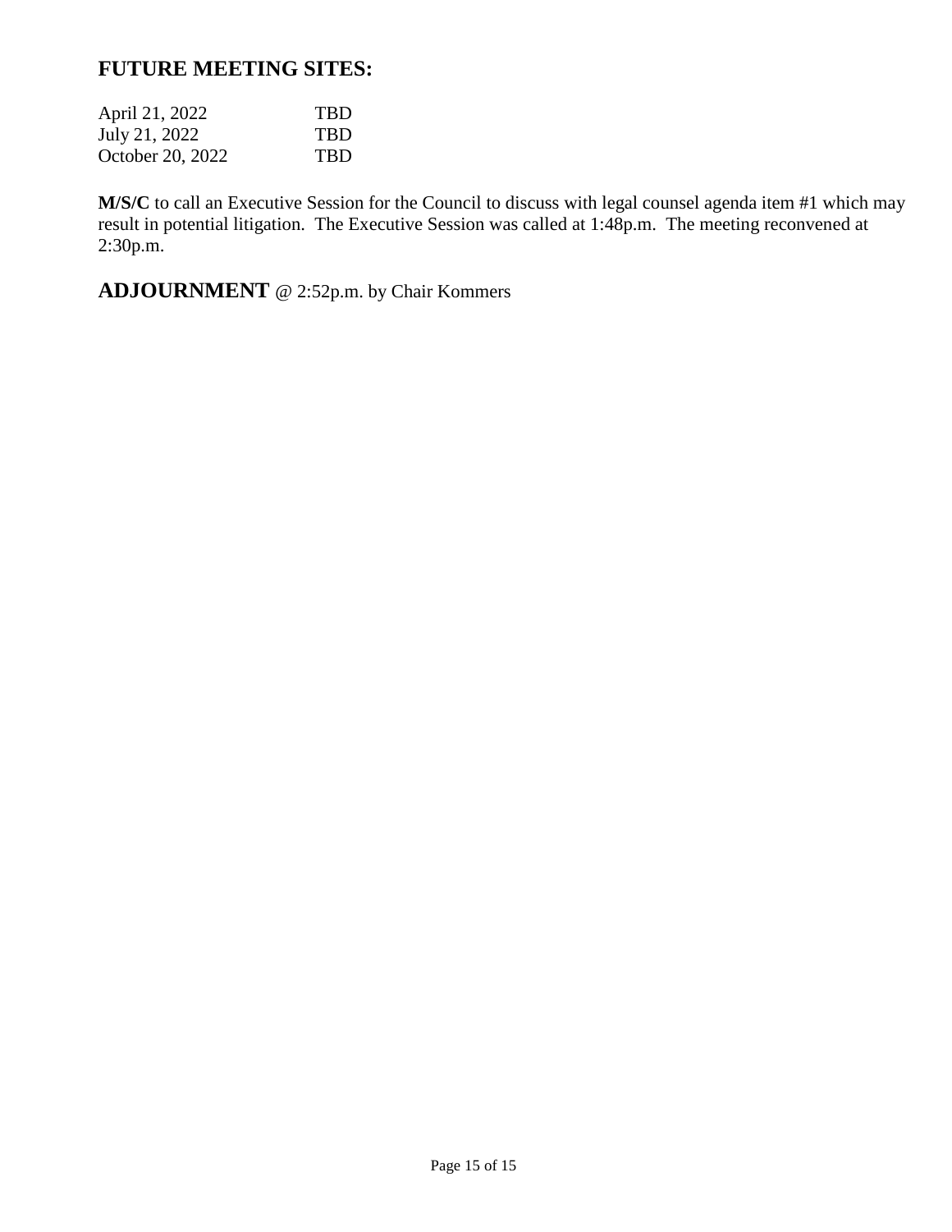## FUTURE MEETING SITES:

| | |
|---|---|
| April 21, 2022 | TBD |
| July 21, 2022 | TBD |
| October 20, 2022 | TBD |

**M/S/C** to call an Executive Session for the Council to discuss with legal counsel agenda item #1 which may result in potential litigation. The Executive Session was called at 1:48p.m. The meeting reconvened at 2:30p.m.

## ADJOURNMENT @ 2:52p.m. by Chair Kommers